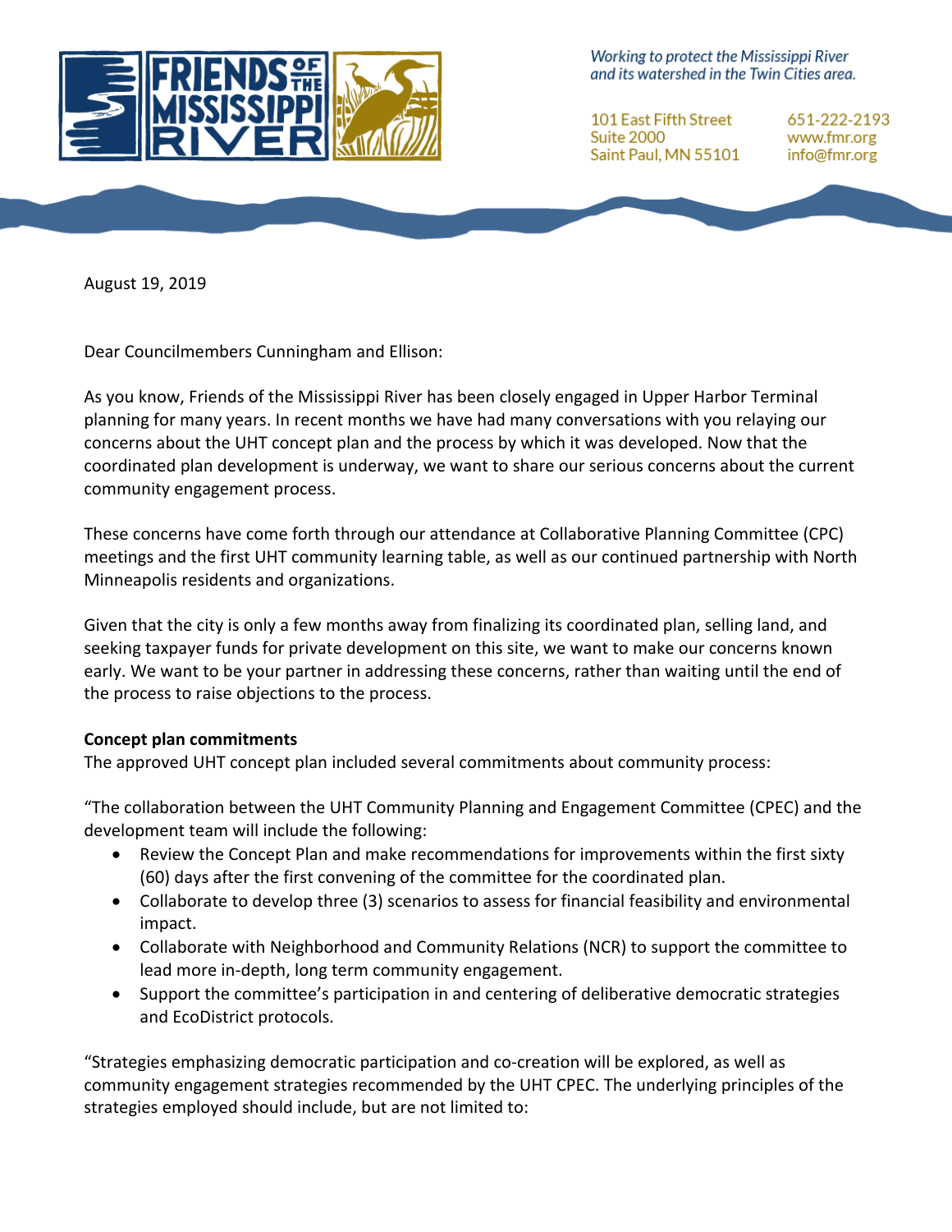Friends of the Mississippi River

*Working to protect the Mississippi River and its watershed in the Twin Cities area.*

101 East Fifth Street
Suite 2000
Saint Paul, MN 55101

651-222-2193
www.fmr.org
info@fmr.org

August 19, 2019

Dear Councilmembers Cunningham and Ellison:

As you know, Friends of the Mississippi River has been closely engaged in Upper Harbor Terminal planning for many years. In recent months we have had many conversations with you relaying our concerns about the UHT concept plan and the process by which it was developed. Now that the coordinated plan development is underway, we want to share our serious concerns about the current community engagement process.

These concerns have come forth through our attendance at Collaborative Planning Committee (CPC) meetings and the first UHT community learning table, as well as our continued partnership with North Minneapolis residents and organizations.

Given that the city is only a few months away from finalizing its coordinated plan, selling land, and seeking taxpayer funds for private development on this site, we want to make our concerns known early. We want to be your partner in addressing these concerns, rather than waiting until the end of the process to raise objections to the process.

**Concept plan commitments**

The approved UHT concept plan included several commitments about community process:

"The collaboration between the UHT Community Planning and Engagement Committee (CPEC) and the development team will include the following:

- Review the Concept Plan and make recommendations for improvements within the first sixty (60) days after the first convening of the committee for the coordinated plan.
- Collaborate to develop three (3) scenarios to assess for financial feasibility and environmental impact.
- Collaborate with Neighborhood and Community Relations (NCR) to support the committee to lead more in-depth, long term community engagement.
- Support the committee's participation in and centering of deliberative democratic strategies and EcoDistrict protocols.

"Strategies emphasizing democratic participation and co-creation will be explored, as well as community engagement strategies recommended by the UHT CPEC. The underlying principles of the strategies employed should include, but are not limited to: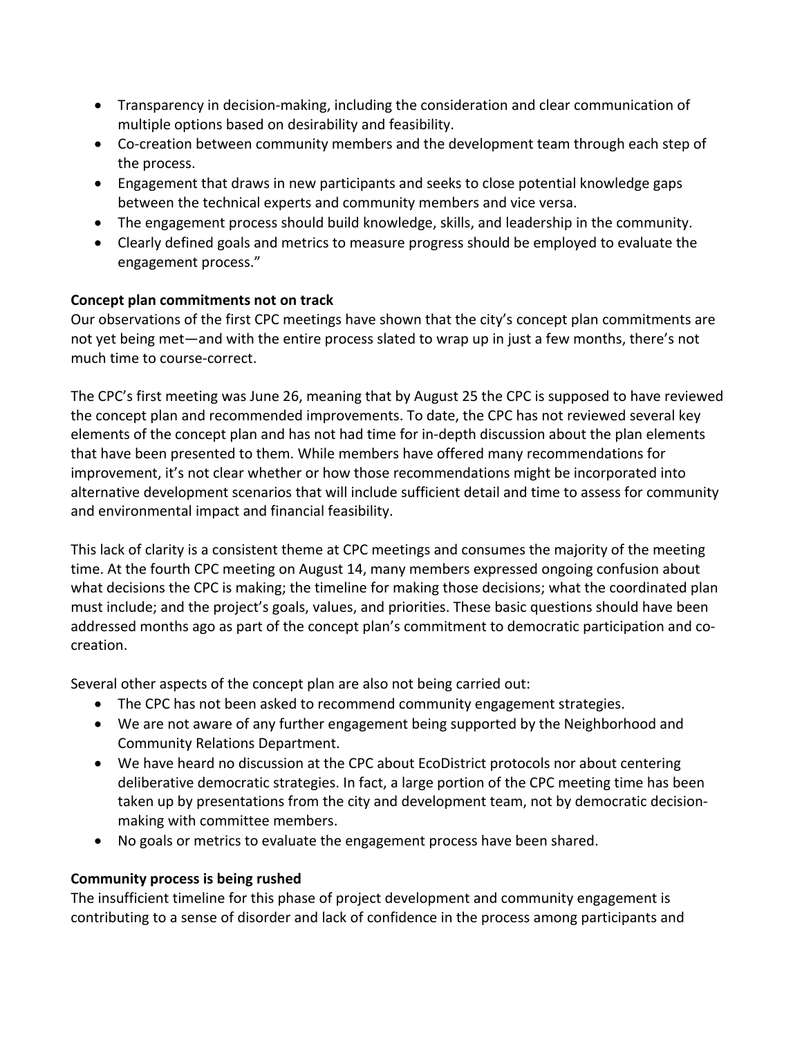- Transparency in decision-making, including the consideration and clear communication of multiple options based on desirability and feasibility.
- Co-creation between community members and the development team through each step of the process.
- Engagement that draws in new participants and seeks to close potential knowledge gaps between the technical experts and community members and vice versa.
- The engagement process should build knowledge, skills, and leadership in the community.
- Clearly defined goals and metrics to measure progress should be employed to evaluate the engagement process."

**Concept plan commitments not on track**

Our observations of the first CPC meetings have shown that the city's concept plan commitments are not yet being met—and with the entire process slated to wrap up in just a few months, there's not much time to course-correct.

The CPC's first meeting was June 26, meaning that by August 25 the CPC is supposed to have reviewed the concept plan and recommended improvements. To date, the CPC has not reviewed several key elements of the concept plan and has not had time for in-depth discussion about the plan elements that have been presented to them. While members have offered many recommendations for improvement, it's not clear whether or how those recommendations might be incorporated into alternative development scenarios that will include sufficient detail and time to assess for community and environmental impact and financial feasibility.

This lack of clarity is a consistent theme at CPC meetings and consumes the majority of the meeting time. At the fourth CPC meeting on August 14, many members expressed ongoing confusion about what decisions the CPC is making; the timeline for making those decisions; what the coordinated plan must include; and the project's goals, values, and priorities. These basic questions should have been addressed months ago as part of the concept plan's commitment to democratic participation and co-creation.

Several other aspects of the concept plan are also not being carried out:

- The CPC has not been asked to recommend community engagement strategies.
- We are not aware of any further engagement being supported by the Neighborhood and Community Relations Department.
- We have heard no discussion at the CPC about EcoDistrict protocols nor about centering deliberative democratic strategies. In fact, a large portion of the CPC meeting time has been taken up by presentations from the city and development team, not by democratic decision-making with committee members.
- No goals or metrics to evaluate the engagement process have been shared.

**Community process is being rushed**

The insufficient timeline for this phase of project development and community engagement is contributing to a sense of disorder and lack of confidence in the process among participants and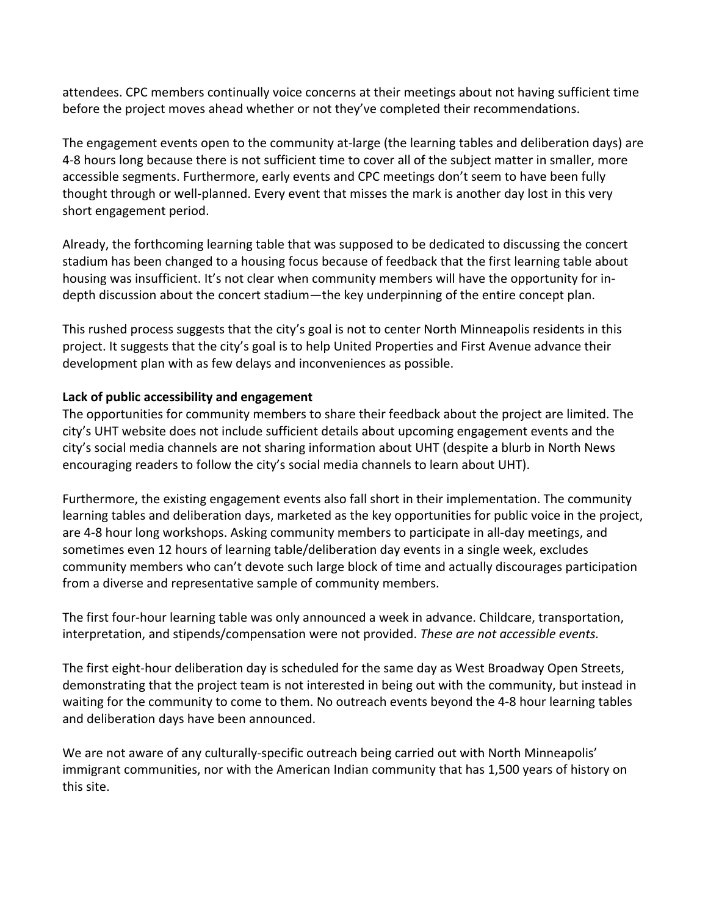attendees. CPC members continually voice concerns at their meetings about not having sufficient time before the project moves ahead whether or not they've completed their recommendations.

The engagement events open to the community at-large (the learning tables and deliberation days) are 4-8 hours long because there is not sufficient time to cover all of the subject matter in smaller, more accessible segments. Furthermore, early events and CPC meetings don't seem to have been fully thought through or well-planned. Every event that misses the mark is another day lost in this very short engagement period.

Already, the forthcoming learning table that was supposed to be dedicated to discussing the concert stadium has been changed to a housing focus because of feedback that the first learning table about housing was insufficient. It's not clear when community members will have the opportunity for in-depth discussion about the concert stadium—the key underpinning of the entire concept plan.

This rushed process suggests that the city's goal is not to center North Minneapolis residents in this project. It suggests that the city's goal is to help United Properties and First Avenue advance their development plan with as few delays and inconveniences as possible.

**Lack of public accessibility and engagement**

The opportunities for community members to share their feedback about the project are limited. The city's UHT website does not include sufficient details about upcoming engagement events and the city's social media channels are not sharing information about UHT (despite a blurb in North News encouraging readers to follow the city's social media channels to learn about UHT).

Furthermore, the existing engagement events also fall short in their implementation. The community learning tables and deliberation days, marketed as the key opportunities for public voice in the project, are 4-8 hour long workshops. Asking community members to participate in all-day meetings, and sometimes even 12 hours of learning table/deliberation day events in a single week, excludes community members who can't devote such large block of time and actually discourages participation from a diverse and representative sample of community members.

The first four-hour learning table was only announced a week in advance. Childcare, transportation, interpretation, and stipends/compensation were not provided. *These are not accessible events.*

The first eight-hour deliberation day is scheduled for the same day as West Broadway Open Streets, demonstrating that the project team is not interested in being out with the community, but instead in waiting for the community to come to them. No outreach events beyond the 4-8 hour learning tables and deliberation days have been announced.

We are not aware of any culturally-specific outreach being carried out with North Minneapolis' immigrant communities, nor with the American Indian community that has 1,500 years of history on this site.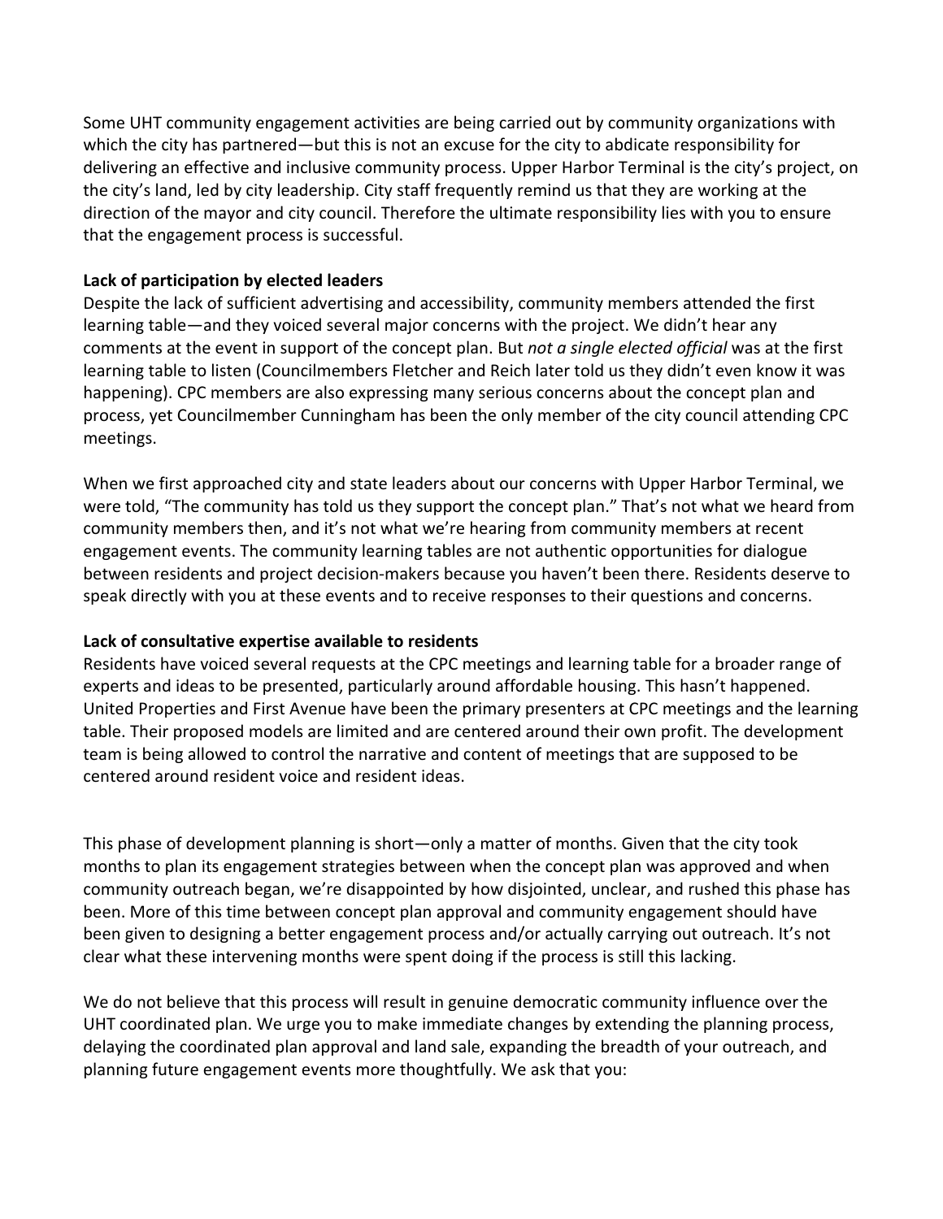Some UHT community engagement activities are being carried out by community organizations with which the city has partnered—but this is not an excuse for the city to abdicate responsibility for delivering an effective and inclusive community process. Upper Harbor Terminal is the city's project, on the city's land, led by city leadership. City staff frequently remind us that they are working at the direction of the mayor and city council. Therefore the ultimate responsibility lies with you to ensure that the engagement process is successful.

**Lack of participation by elected leaders**

Despite the lack of sufficient advertising and accessibility, community members attended the first learning table—and they voiced several major concerns with the project. We didn't hear any comments at the event in support of the concept plan. But *not a single elected official* was at the first learning table to listen (Councilmembers Fletcher and Reich later told us they didn't even know it was happening). CPC members are also expressing many serious concerns about the concept plan and process, yet Councilmember Cunningham has been the only member of the city council attending CPC meetings.

When we first approached city and state leaders about our concerns with Upper Harbor Terminal, we were told, "The community has told us they support the concept plan." That's not what we heard from community members then, and it's not what we're hearing from community members at recent engagement events. The community learning tables are not authentic opportunities for dialogue between residents and project decision-makers because you haven't been there. Residents deserve to speak directly with you at these events and to receive responses to their questions and concerns.

**Lack of consultative expertise available to residents**

Residents have voiced several requests at the CPC meetings and learning table for a broader range of experts and ideas to be presented, particularly around affordable housing. This hasn't happened. United Properties and First Avenue have been the primary presenters at CPC meetings and the learning table. Their proposed models are limited and are centered around their own profit. The development team is being allowed to control the narrative and content of meetings that are supposed to be centered around resident voice and resident ideas.

This phase of development planning is short—only a matter of months. Given that the city took months to plan its engagement strategies between when the concept plan was approved and when community outreach began, we're disappointed by how disjointed, unclear, and rushed this phase has been. More of this time between concept plan approval and community engagement should have been given to designing a better engagement process and/or actually carrying out outreach. It's not clear what these intervening months were spent doing if the process is still this lacking.

We do not believe that this process will result in genuine democratic community influence over the UHT coordinated plan. We urge you to make immediate changes by extending the planning process, delaying the coordinated plan approval and land sale, expanding the breadth of your outreach, and planning future engagement events more thoughtfully. We ask that you: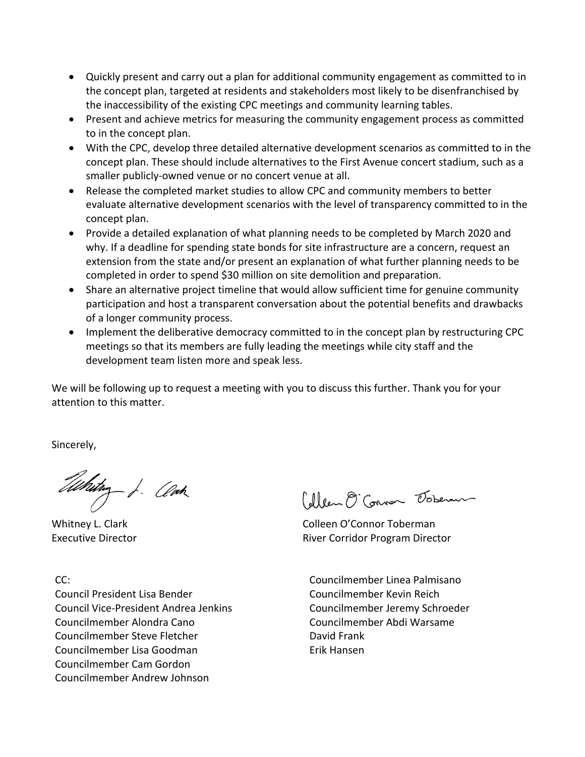- Quickly present and carry out a plan for additional community engagement as committed to in the concept plan, targeted at residents and stakeholders most likely to be disenfranchised by the inaccessibility of the existing CPC meetings and community learning tables.
- Present and achieve metrics for measuring the community engagement process as committed to in the concept plan.
- With the CPC, develop three detailed alternative development scenarios as committed to in the concept plan. These should include alternatives to the First Avenue concert stadium, such as a smaller publicly-owned venue or no concert venue at all.
- Release the completed market studies to allow CPC and community members to better evaluate alternative development scenarios with the level of transparency committed to in the concept plan.
- Provide a detailed explanation of what planning needs to be completed by March 2020 and why. If a deadline for spending state bonds for site infrastructure are a concern, request an extension from the state and/or present an explanation of what further planning needs to be completed in order to spend $30 million on site demolition and preparation.
- Share an alternative project timeline that would allow sufficient time for genuine community participation and host a transparent conversation about the potential benefits and drawbacks of a longer community process.
- Implement the deliberative democracy committed to in the concept plan by restructuring CPC meetings so that its members are fully leading the meetings while city staff and the development team listen more and speak less.

We will be following up to request a meeting with you to discuss this further. Thank you for your attention to this matter.

Sincerely,

Whitney L. Clark
Executive Director

Colleen O'Connor Toberman
River Corridor Program Director

CC:
Council President Lisa Bender
Council Vice-President Andrea Jenkins
Councilmember Alondra Cano
Councilmember Steve Fletcher
Councilmember Lisa Goodman
Councilmember Cam Gordon
Councilmember Andrew Johnson
Councilmember Linea Palmisano
Councilmember Kevin Reich
Councilmember Jeremy Schroeder
Councilmember Abdi Warsame
David Frank
Erik Hansen